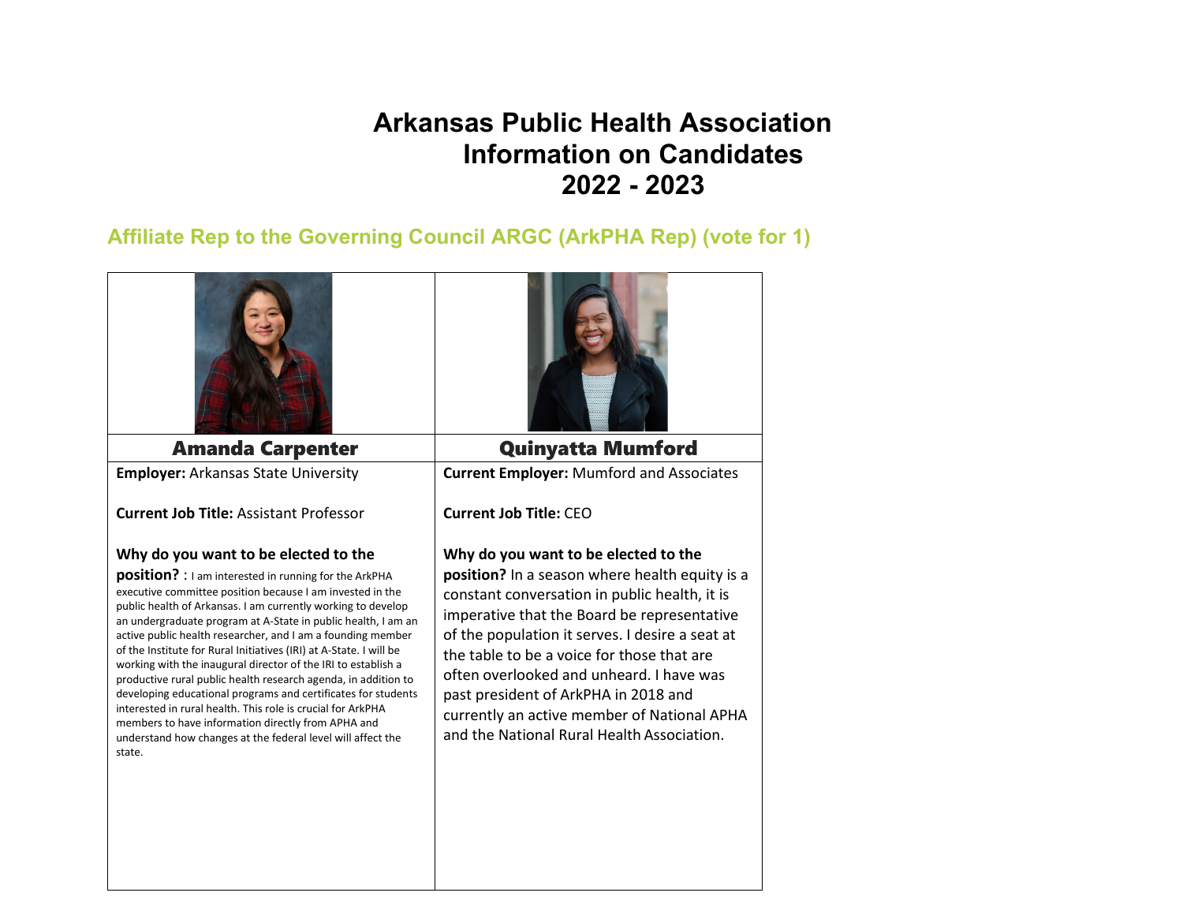# Arkansas Public Health Association
# Information on Candidates
# 2022 - 2023

## Affiliate Rep to the Governing Council ARGC (ArkPHA Rep) (vote for 1)

| Amanda Carpenter | Quinyatta Mumford |
| --- | --- |
| **Employer:** Arkansas State University<br><br>**Current Job Title:** Assistant Professor<br><br>**Why do you want to be elected to the position?** : I am interested in running for the ArkPHA executive committee position because I am invested in the public health of Arkansas. I am currently working to develop an undergraduate program at A-State in public health, I am an active public health researcher, and I am a founding member of the Institute for Rural Initiatives (IRI) at A-State. I will be working with the inaugural director of the IRI to establish a productive rural public health research agenda, in addition to developing educational programs and certificates for students interested in rural health. This role is crucial for ArkPHA members to have information directly from APHA and understand how changes at the federal level will affect the state. | **Current Employer:** Mumford and Associates<br><br>**Current Job Title:** CEO<br><br>**Why do you want to be elected to the position?** In a season where health equity is a constant conversation in public health, it is imperative that the Board be representative of the population it serves. I desire a seat at the table to be a voice for those that are often overlooked and unheard. I have was past president of ArkPHA in 2018 and currently an active member of National APHA and the National Rural Health Association. |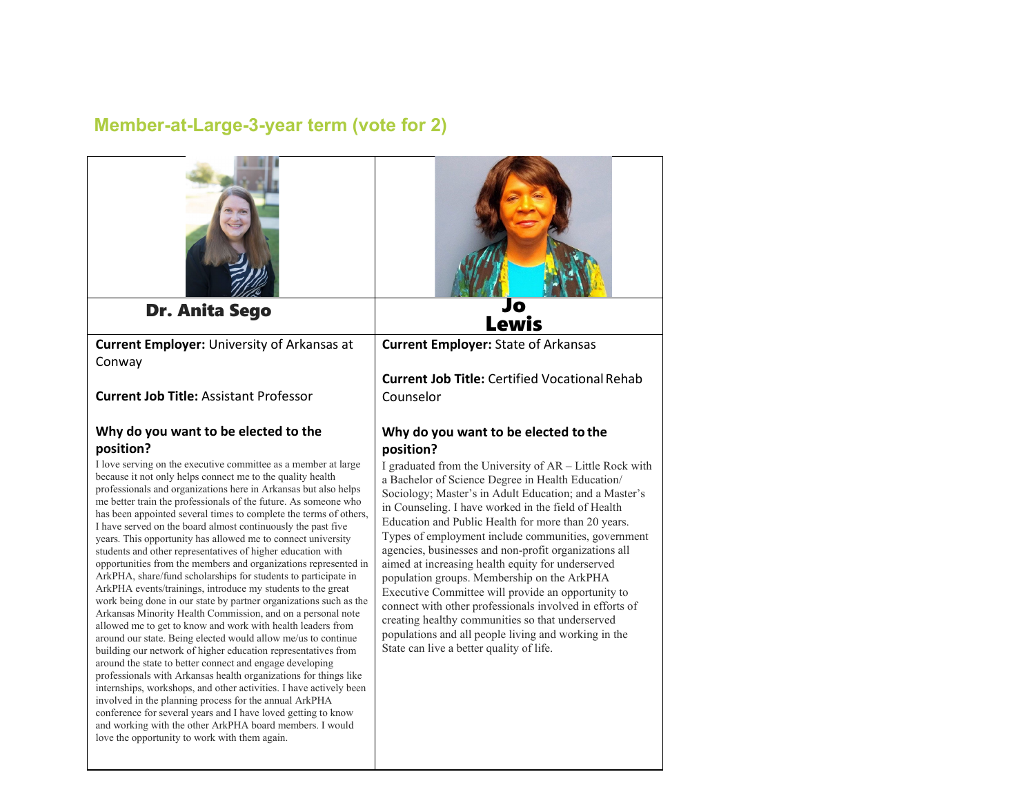## Member-at-Large-3-year term (vote for 2)

### Dr. Anita Sego

**Current Employer:** University of Arkansas at Conway

**Current Job Title:** Assistant Professor

**Why do you want to be elected to the position?**

I love serving on the executive committee as a member at large because it not only helps connect me to the quality health professionals and organizations here in Arkansas but also helps me better train the professionals of the future. As someone who has been appointed several times to complete the terms of others, I have served on the board almost continuously the past five years. This opportunity has allowed me to connect university students and other representatives of higher education with opportunities from the members and organizations represented in ArkPHA, share/fund scholarships for students to participate in ArkPHA events/trainings, introduce my students to the great work being done in our state by partner organizations such as the Arkansas Minority Health Commission, and on a personal note allowed me to get to know and work with health leaders from around our state. Being elected would allow me/us to continue building our network of higher education representatives from around the state to better connect and engage developing professionals with Arkansas health organizations for things like internships, workshops, and other activities. I have actively been involved in the planning process for the annual ArkPHA conference for several years and I have loved getting to know and working with the other ArkPHA board members. I would love the opportunity to work with them again.

### Jo Lewis

**Current Employer:** State of Arkansas

**Current Job Title:** Certified Vocational Rehab Counselor

**Why do you want to be elected to the position?**

I graduated from the University of AR – Little Rock with a Bachelor of Science Degree in Health Education/ Sociology; Master's in Adult Education; and a Master's in Counseling. I have worked in the field of Health Education and Public Health for more than 20 years. Types of employment include communities, government agencies, businesses and non-profit organizations all aimed at increasing health equity for underserved population groups. Membership on the ArkPHA Executive Committee will provide an opportunity to connect with other professionals involved in efforts of creating healthy communities so that underserved populations and all people living and working in the State can live a better quality of life.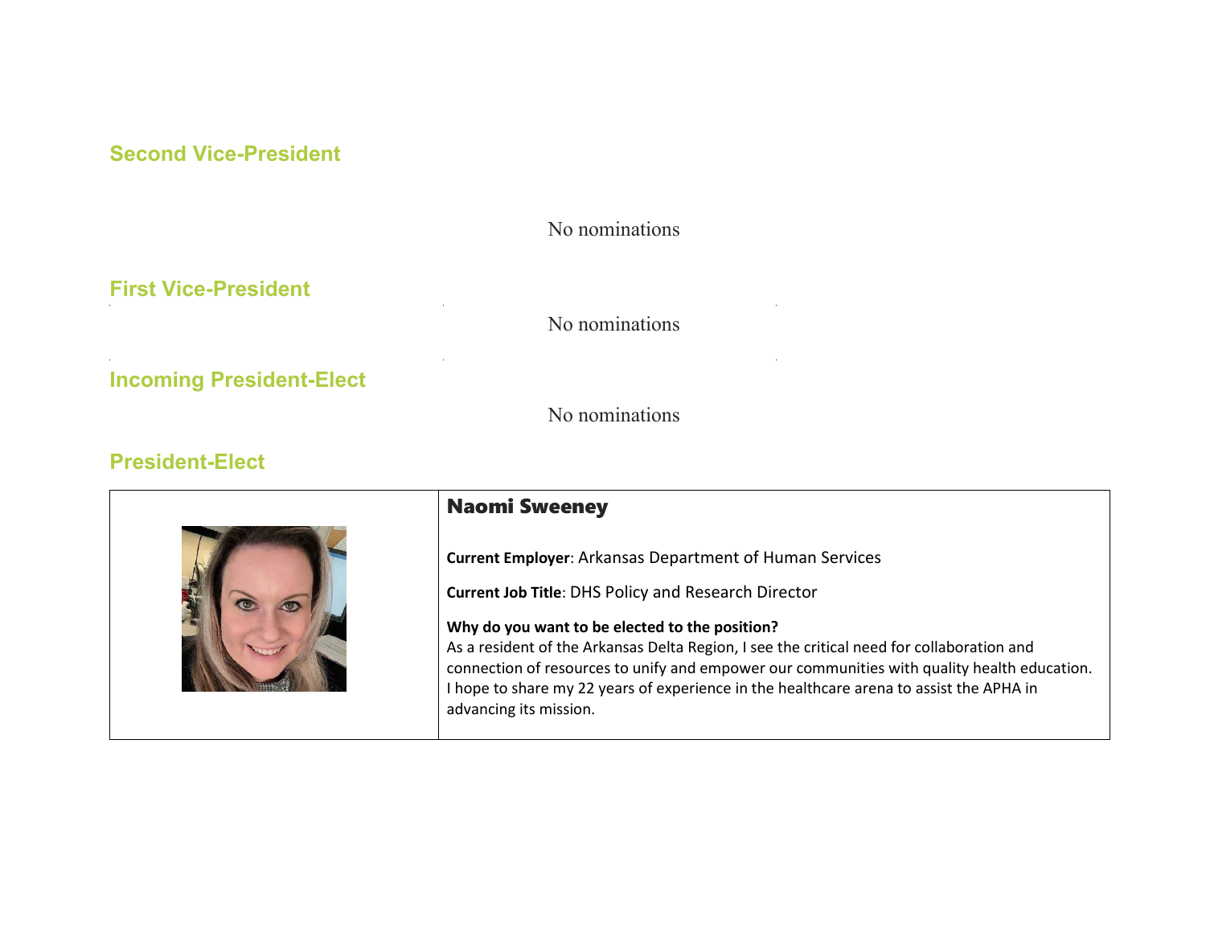## Second Vice-President

No nominations

## First Vice-President

No nominations

## Incoming President-Elect

No nominations

## President-Elect

| | |
|---|---|
| | **Naomi Sweeney**<br><br>**Current Employer**: Arkansas Department of Human Services<br><br>**Current Job Title**: DHS Policy and Research Director<br><br>**Why do you want to be elected to the position?**<br>As a resident of the Arkansas Delta Region, I see the critical need for collaboration and connection of resources to unify and empower our communities with quality health education. I hope to share my 22 years of experience in the healthcare arena to assist the APHA in advancing its mission. |